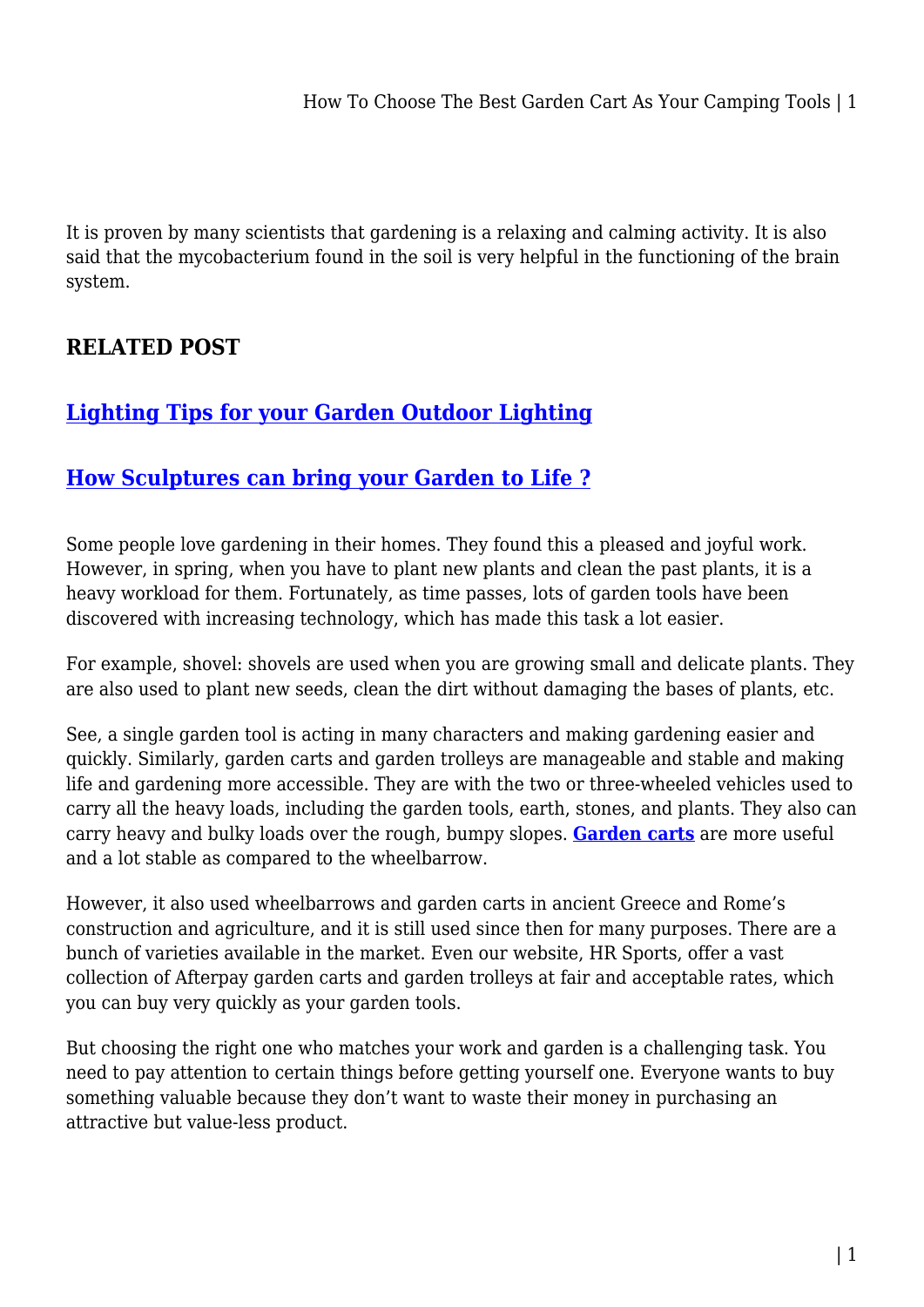It is proven by many scientists that gardening is a relaxing and calming activity. It is also said that the mycobacterium found in the soil is very helpful in the functioning of the brain system.

### RELATED POST

### Lighting Tips for your Garden Outdoor Lighting

### How Sculptures can bring your Garden to Life ?

Some people love gardening in their homes. They found this a pleased and joyful work. However, in spring, when you have to plant new plants and clean the past plants, it is a heavy workload for them. Fortunately, as time passes, lots of garden tools have been discovered with increasing technology, which has made this task a lot easier.

For example, shovel: shovels are used when you are growing small and delicate plants. They are also used to plant new seeds, clean the dirt without damaging the bases of plants, etc.

See, a single garden tool is acting in many characters and making gardening easier and quickly. Similarly, garden carts and garden trolleys are manageable and stable and making life and gardening more accessible. They are with the two or three-wheeled vehicles used to carry all the heavy loads, including the garden tools, earth, stones, and plants. They also can carry heavy and bulky loads over the rough, bumpy slopes. **Garden carts** are more useful and a lot stable as compared to the wheelbarrow.

However, it also used wheelbarrows and garden carts in ancient Greece and Rome's construction and agriculture, and it is still used since then for many purposes. There are a bunch of varieties available in the market. Even our website, HR Sports, offer a vast collection of Afterpay garden carts and garden trolleys at fair and acceptable rates, which you can buy very quickly as your garden tools.

But choosing the right one who matches your work and garden is a challenging task. You need to pay attention to certain things before getting yourself one. Everyone wants to buy something valuable because they don't want to waste their money in purchasing an attractive but value-less product.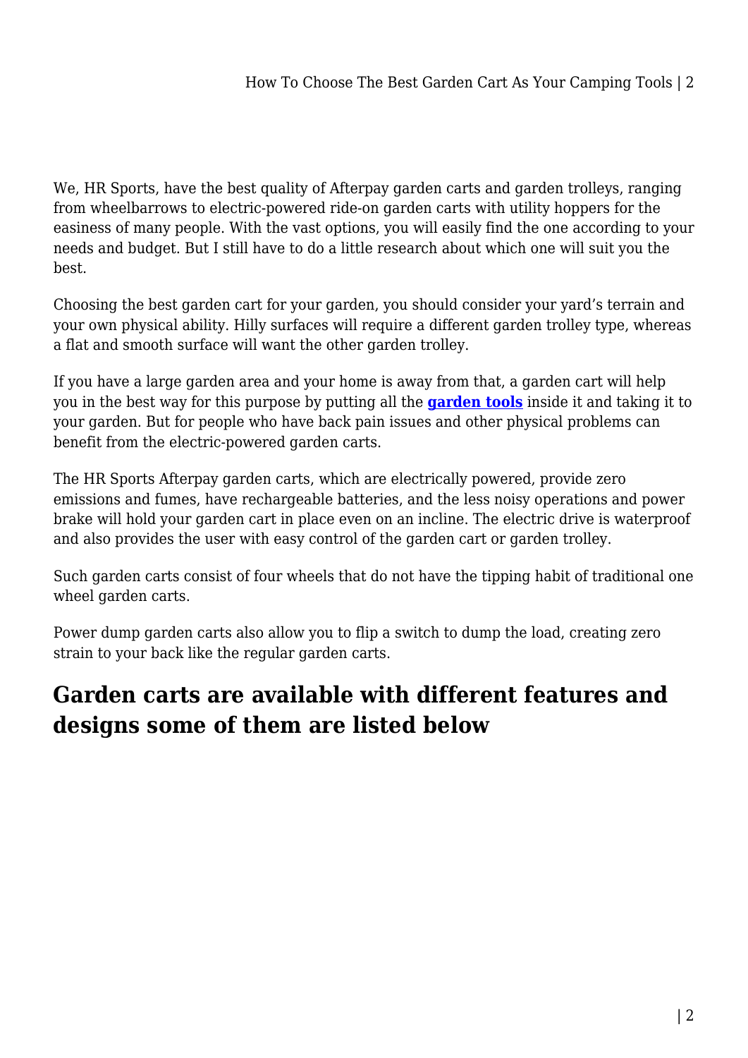We, HR Sports, have the best quality of Afterpay garden carts and garden trolleys, ranging from wheelbarrows to electric-powered ride-on garden carts with utility hoppers for the easiness of many people. With the vast options, you will easily find the one according to your needs and budget. But I still have to do a little research about which one will suit you the best.

Choosing the best garden cart for your garden, you should consider your yard's terrain and your own physical ability. Hilly surfaces will require a different garden trolley type, whereas a flat and smooth surface will want the other garden trolley.

If you have a large garden area and your home is away from that, a garden cart will help you in the best way for this purpose by putting all the **garden tools** inside it and taking it to your garden. But for people who have back pain issues and other physical problems can benefit from the electric-powered garden carts.

The HR Sports Afterpay garden carts, which are electrically powered, provide zero emissions and fumes, have rechargeable batteries, and the less noisy operations and power brake will hold your garden cart in place even on an incline. The electric drive is waterproof and also provides the user with easy control of the garden cart or garden trolley.

Such garden carts consist of four wheels that do not have the tipping habit of traditional one wheel garden carts.

Power dump garden carts also allow you to flip a switch to dump the load, creating zero strain to your back like the regular garden carts.

## Garden carts are available with different features and designs some of them are listed below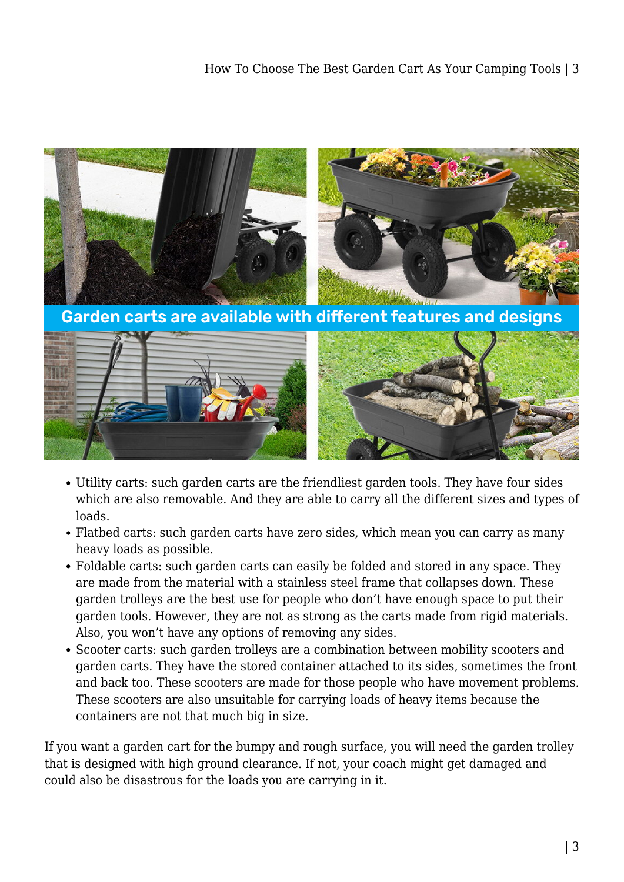- Utility carts: such garden carts are the friendliest garden tools. They have four sides which are also removable. And they are able to carry all the different sizes and types of loads.
- Flatbed carts: such garden carts have zero sides, which mean you can carry as many heavy loads as possible.
- Foldable carts: such garden carts can easily be folded and stored in any space. They are made from the material with a stainless steel frame that collapses down. These garden trolleys are the best use for people who don't have enough space to put their garden tools. However, they are not as strong as the carts made from rigid materials. Also, you won't have any options of removing any sides.
- Scooter carts: such garden trolleys are a combination between mobility scooters and garden carts. They have the stored container attached to its sides, sometimes the front and back too. These scooters are made for those people who have movement problems. These scooters are also unsuitable for carrying loads of heavy items because the containers are not that much big in size.

If you want a garden cart for the bumpy and rough surface, you will need the garden trolley that is designed with high ground clearance. If not, your coach might get damaged and could also be disastrous for the loads you are carrying in it.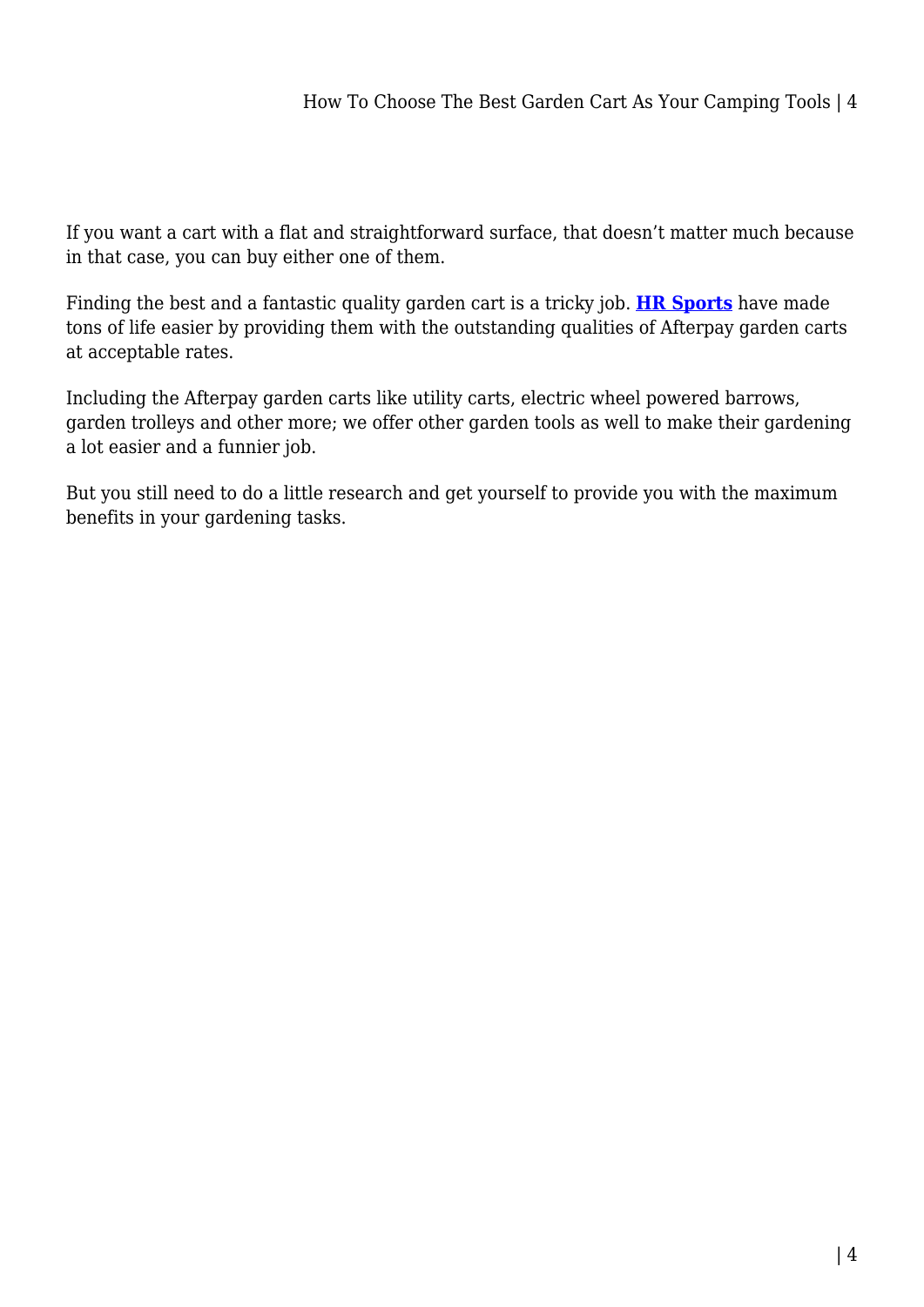If you want a cart with a flat and straightforward surface, that doesn’t matter much because in that case, you can buy either one of them.

Finding the best and a fantastic quality garden cart is a tricky job. **HR Sports** have made tons of life easier by providing them with the outstanding qualities of Afterpay garden carts at acceptable rates.

Including the Afterpay garden carts like utility carts, electric wheel powered barrows, garden trolleys and other more; we offer other garden tools as well to make their gardening a lot easier and a funnier job.

But you still need to do a little research and get yourself to provide you with the maximum benefits in your gardening tasks.